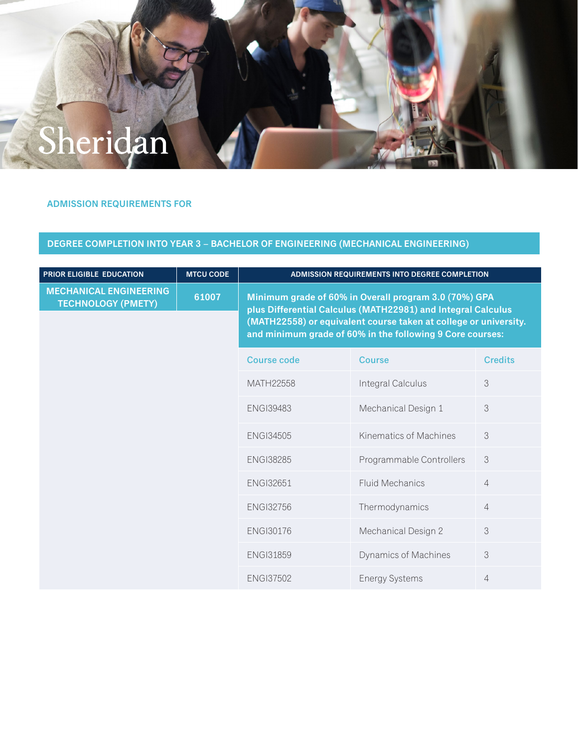Sheridan

**ADMISSION REQUIREMENTS FOR**

## DEGREE COMPLETION INTO YEAR 3 – BACHELOR OF ENGINEERING (MECHANICAL ENGINEERING)

| PRIOR ELIGIBLE EDUCATION | MTCU CODE | ADMISSION REQUIREMENTS INTO DEGREE COMPLETION | | |
|---|---|---|---|---|
| **MECHANICAL ENGINEERING TECHNOLOGY (PMETY)** | **61007** | **Minimum grade of 60% in Overall program 3.0 (70%) GPA plus Differential Calculus (MATH22981) and Integral Calculus (MATH22558) or equivalent course taken at college or university. and minimum grade of 60% in the following 9 Core courses:** | | |
| | | Course code | Course | Credits |
| | | MATH22558 | Integral Calculus | 3 |
| | | ENGI39483 | Mechanical Design 1 | 3 |
| | | ENGI34505 | Kinematics of Machines | 3 |
| | | ENGI38285 | Programmable Controllers | 3 |
| | | ENGI32651 | Fluid Mechanics | 4 |
| | | ENGI32756 | Thermodynamics | 4 |
| | | ENGI30176 | Mechanical Design 2 | 3 |
| | | ENGI31859 | Dynamics of Machines | 3 |
| | | ENGI37502 | Energy Systems | 4 |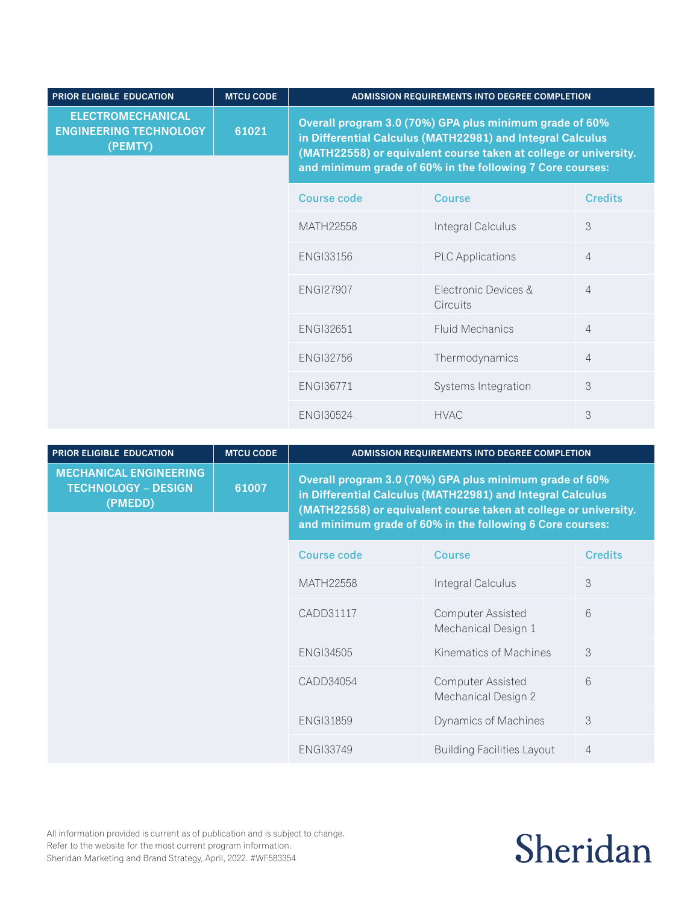| PRIOR ELIGIBLE EDUCATION | MTCU CODE | ADMISSION REQUIREMENTS INTO DEGREE COMPLETION | | |
|---|---|---|---|---|
| **ELECTROMECHANICAL ENGINEERING TECHNOLOGY (PEMTY)** | **61021** | **Overall program 3.0 (70%) GPA plus minimum grade of 60% in Differential Calculus (MATH22981) and Integral Calculus (MATH22558) or equivalent course taken at college or university. and minimum grade of 60% in the following 7 Core courses:** | | |
| | | Course code | Course | Credits |
| | | MATH22558 | Integral Calculus | 3 |
| | | ENGI33156 | PLC Applications | 4 |
| | | ENGI27907 | Electronic Devices & Circuits | 4 |
| | | ENGI32651 | Fluid Mechanics | 4 |
| | | ENGI32756 | Thermodynamics | 4 |
| | | ENGI36771 | Systems Integration | 3 |
| | | ENGI30524 | HVAC | 3 |

| PRIOR ELIGIBLE EDUCATION | MTCU CODE | ADMISSION REQUIREMENTS INTO DEGREE COMPLETION | | |
|---|---|---|---|---|
| **MECHANICAL ENGINEERING TECHNOLOGY – DESIGN (PMEDD)** | **61007** | **Overall program 3.0 (70%) GPA plus minimum grade of 60% in Differential Calculus (MATH22981) and Integral Calculus (MATH22558) or equivalent course taken at college or university. and minimum grade of 60% in the following 6 Core courses:** | | |
| | | Course code | Course | Credits |
| | | MATH22558 | Integral Calculus | 3 |
| | | CADD31117 | Computer Assisted Mechanical Design 1 | 6 |
| | | ENGI34505 | Kinematics of Machines | 3 |
| | | CADD34054 | Computer Assisted Mechanical Design 2 | 6 |
| | | ENGI31859 | Dynamics of Machines | 3 |
| | | ENGI33749 | Building Facilities Layout | 4 |

All information provided is current as of publication and is subject to change.
Refer to the website for the most current program information.
Sheridan Marketing and Brand Strategy, April, 2022. #WF583354

Sheridan